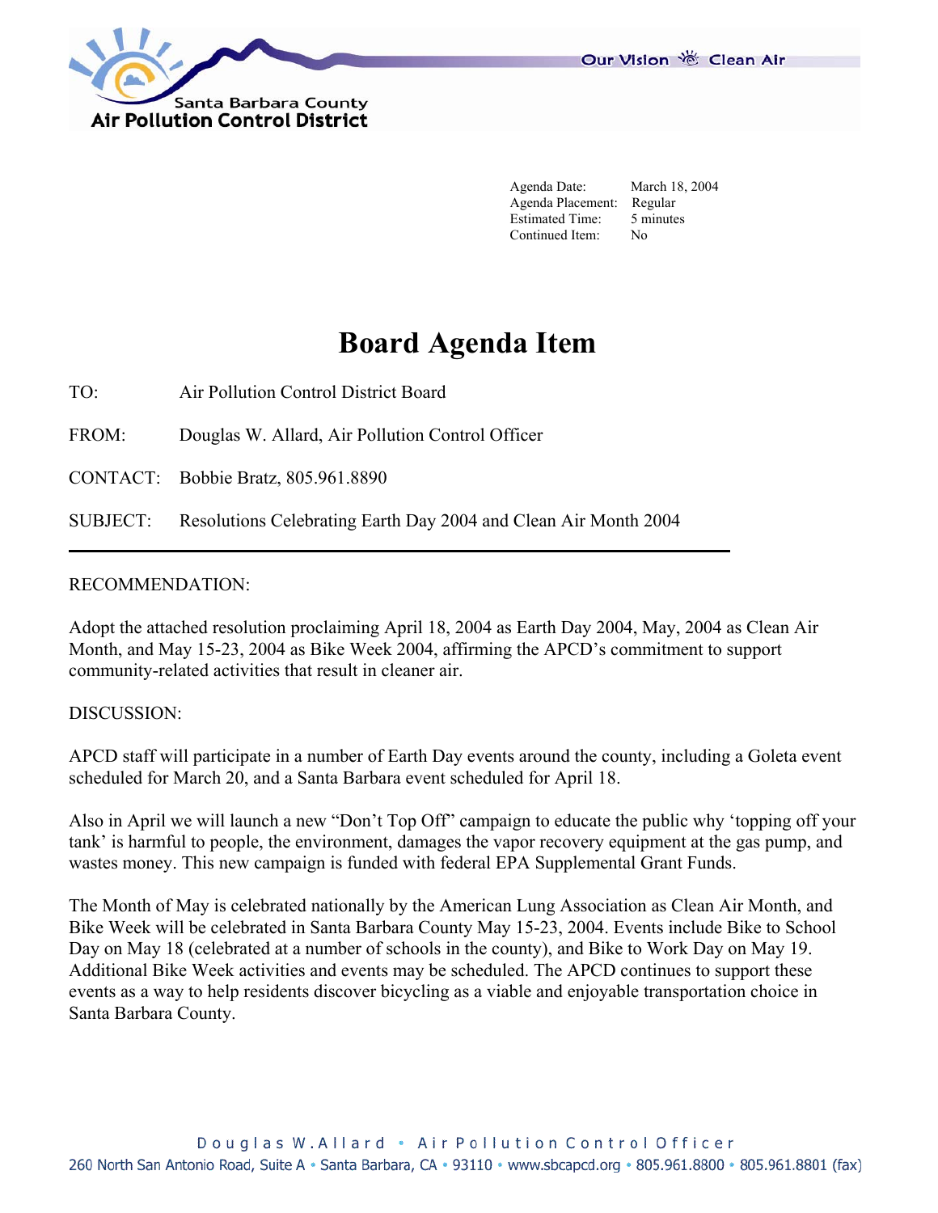Santa Barbara County
Air Pollution Control District

Our Vision Clean Air

Agenda Date: March 18, 2004
Agenda Placement: Regular
Estimated Time: 5 minutes
Continued Item: No

# Board Agenda Item

TO: Air Pollution Control District Board

FROM: Douglas W. Allard, Air Pollution Control Officer

CONTACT: Bobbie Bratz, 805.961.8890

SUBJECT: Resolutions Celebrating Earth Day 2004 and Clean Air Month 2004

---

RECOMMENDATION:

Adopt the attached resolution proclaiming April 18, 2004 as Earth Day 2004, May, 2004 as Clean Air Month, and May 15-23, 2004 as Bike Week 2004, affirming the APCD's commitment to support community-related activities that result in cleaner air.

DISCUSSION:

APCD staff will participate in a number of Earth Day events around the county, including a Goleta event scheduled for March 20, and a Santa Barbara event scheduled for April 18.

Also in April we will launch a new "Don't Top Off" campaign to educate the public why 'topping off your tank' is harmful to people, the environment, damages the vapor recovery equipment at the gas pump, and wastes money. This new campaign is funded with federal EPA Supplemental Grant Funds.

The Month of May is celebrated nationally by the American Lung Association as Clean Air Month, and Bike Week will be celebrated in Santa Barbara County May 15-23, 2004. Events include Bike to School Day on May 18 (celebrated at a number of schools in the county), and Bike to Work Day on May 19. Additional Bike Week activities and events may be scheduled. The APCD continues to support these events as a way to help residents discover bicycling as a viable and enjoyable transportation choice in Santa Barbara County.

Douglas W. Allard • Air Pollution Control Officer
260 North San Antonio Road, Suite A • Santa Barbara, CA • 93110 • www.sbcapcd.org • 805.961.8800 • 805.961.8801 (fax)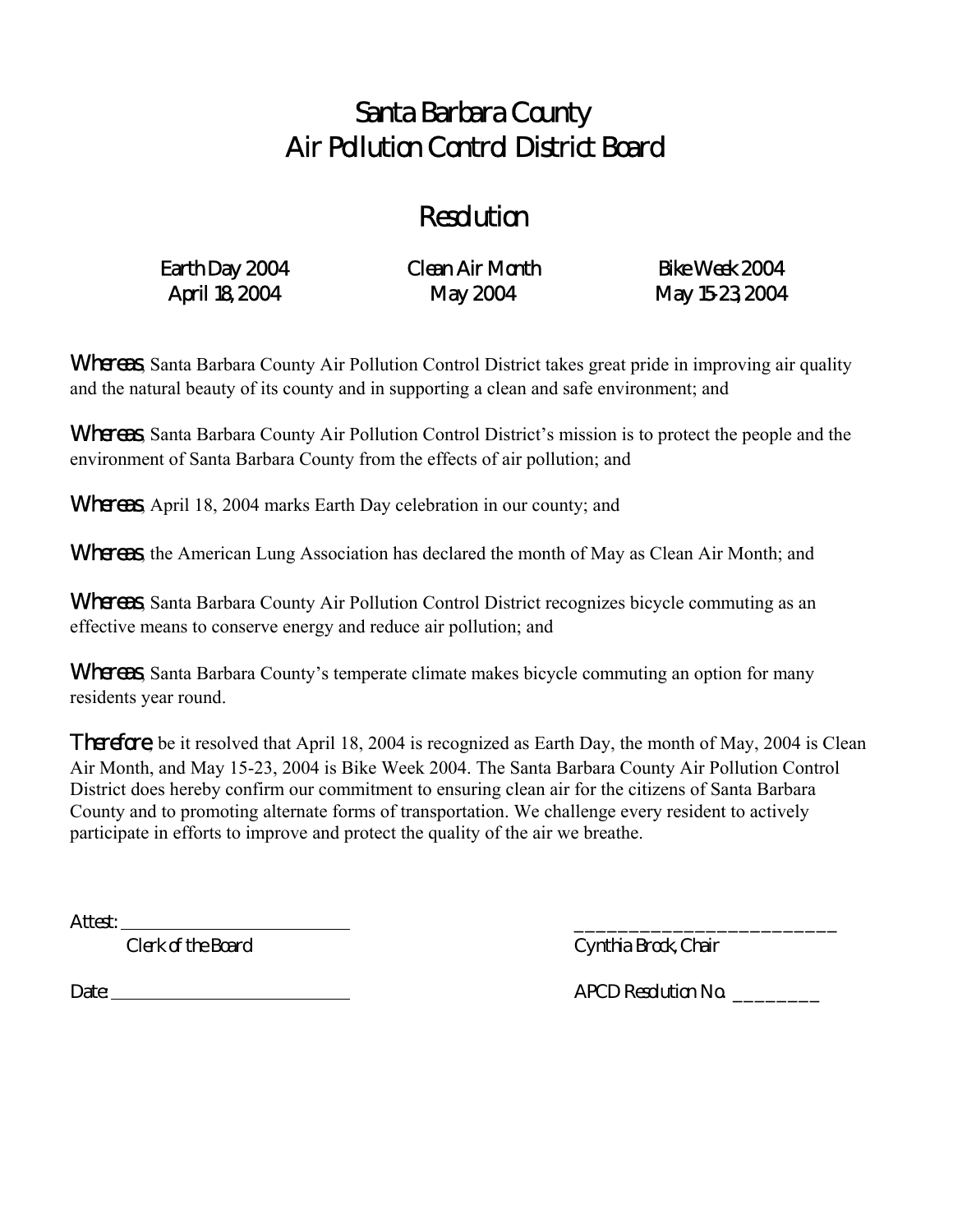# Santa Barbara County
# Air Pollution Control District Board

## Resolution

| Earth Day 2004 | Clean Air Month | Bike Week 2004 |
|---|---|---|
| April 18, 2004 | May 2004 | May 15-23, 2004 |

**Whereas**, Santa Barbara County Air Pollution Control District takes great pride in improving air quality and the natural beauty of its county and in supporting a clean and safe environment; and

**Whereas**, Santa Barbara County Air Pollution Control District's mission is to protect the people and the environment of Santa Barbara County from the effects of air pollution; and

**Whereas**, April 18, 2004 marks Earth Day celebration in our county; and

**Whereas**, the American Lung Association has declared the month of May as Clean Air Month; and

**Whereas**, Santa Barbara County Air Pollution Control District recognizes bicycle commuting as an effective means to conserve energy and reduce air pollution; and

**Whereas**, Santa Barbara County's temperate climate makes bicycle commuting an option for many residents year round.

**Therefore**, be it resolved that April 18, 2004 is recognized as Earth Day, the month of May, 2004 is Clean Air Month, and May 15-23, 2004 is Bike Week 2004. The Santa Barbara County Air Pollution Control District does hereby confirm our commitment to ensuring clean air for the citizens of Santa Barbara County and to promoting alternate forms of transportation. We challenge every resident to actively participate in efforts to improve and protect the quality of the air we breathe.

Attest: ___________________________
Clerk of the Board

___________________________
Cynthia Brock, Chair

Date: ___________________________

APCD Resolution No. _________